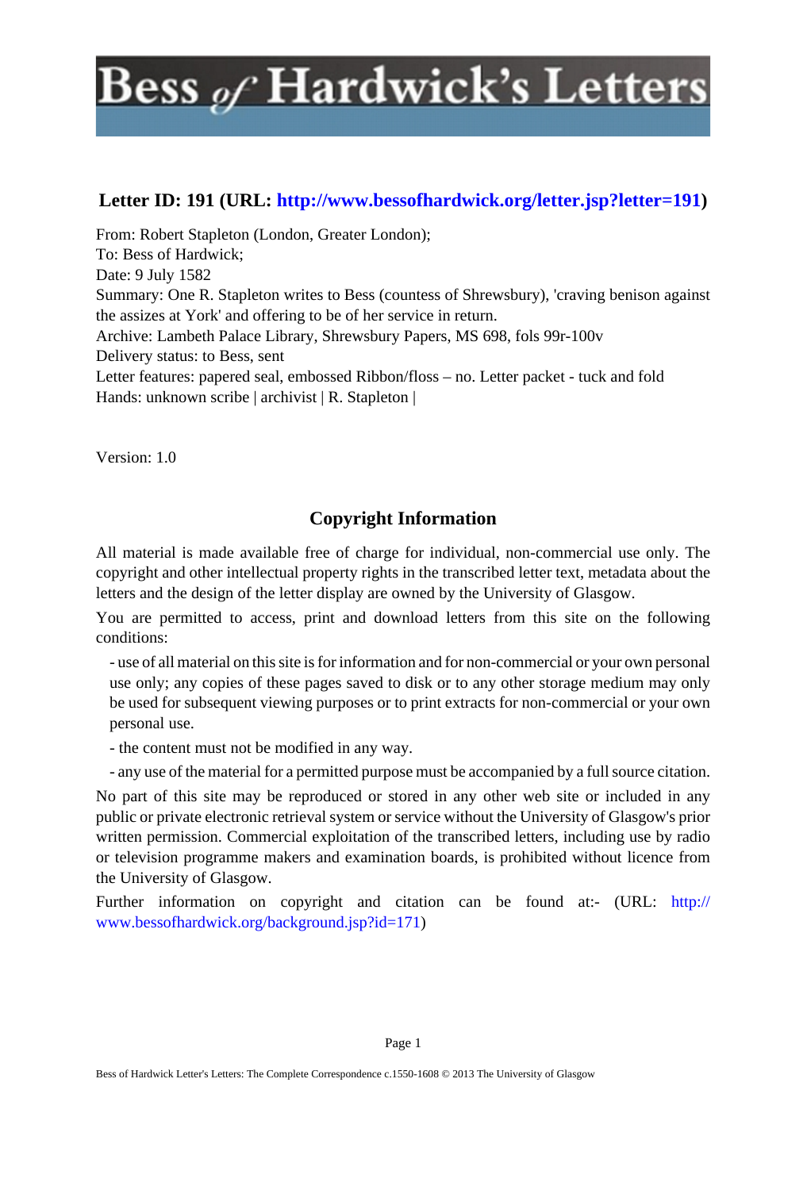# Bess of Hardwick's Letters

## Letter ID: 191 (URL: http://www.bessofhardwick.org/letter.jsp?letter=191)

From: Robert Stapleton (London, Greater London);
To: Bess of Hardwick;
Date: 9 July 1582
Summary: One R. Stapleton writes to Bess (countess of Shrewsbury), 'craving benison against the assizes at York' and offering to be of her service in return.
Archive: Lambeth Palace Library, Shrewsbury Papers, MS 698, fols 99r-100v
Delivery status: to Bess, sent
Letter features: papered seal, embossed Ribbon/floss – no. Letter packet - tuck and fold
Hands: unknown scribe | archivist | R. Stapleton |

Version: 1.0

## Copyright Information

All material is made available free of charge for individual, non-commercial use only. The copyright and other intellectual property rights in the transcribed letter text, metadata about the letters and the design of the letter display are owned by the University of Glasgow.

You are permitted to access, print and download letters from this site on the following conditions:

- use of all material on this site is for information and for non-commercial or your own personal use only; any copies of these pages saved to disk or to any other storage medium may only be used for subsequent viewing purposes or to print extracts for non-commercial or your own personal use.
- the content must not be modified in any way.
- any use of the material for a permitted purpose must be accompanied by a full source citation.

No part of this site may be reproduced or stored in any other web site or included in any public or private electronic retrieval system or service without the University of Glasgow's prior written permission. Commercial exploitation of the transcribed letters, including use by radio or television programme makers and examination boards, is prohibited without licence from the University of Glasgow.

Further information on copyright and citation can be found at:- (URL: http://www.bessofhardwick.org/background.jsp?id=171)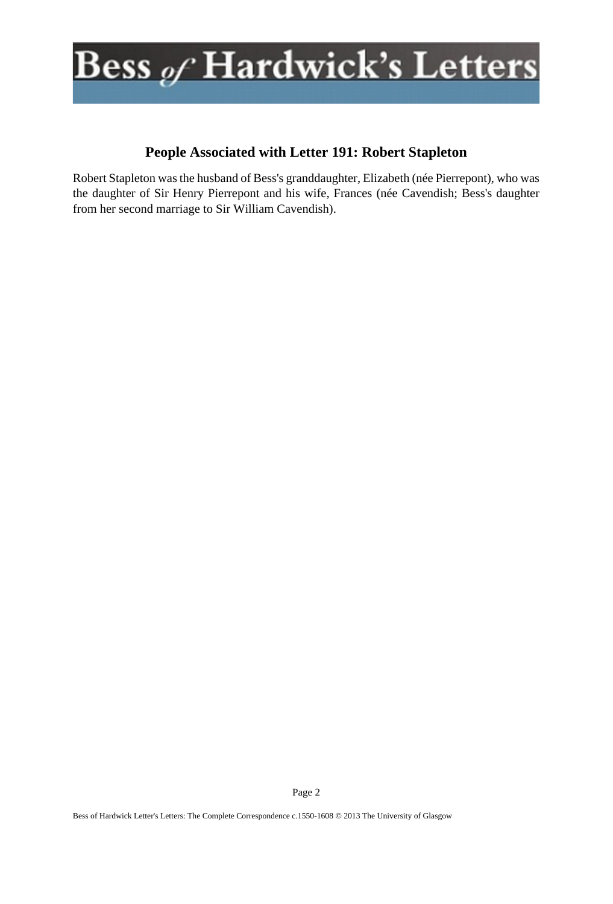## People Associated with Letter 191: Robert Stapleton

Robert Stapleton was the husband of Bess's granddaughter, Elizabeth (née Pierrepont), who was the daughter of Sir Henry Pierrepont and his wife, Frances (née Cavendish; Bess's daughter from her second marriage to Sir William Cavendish).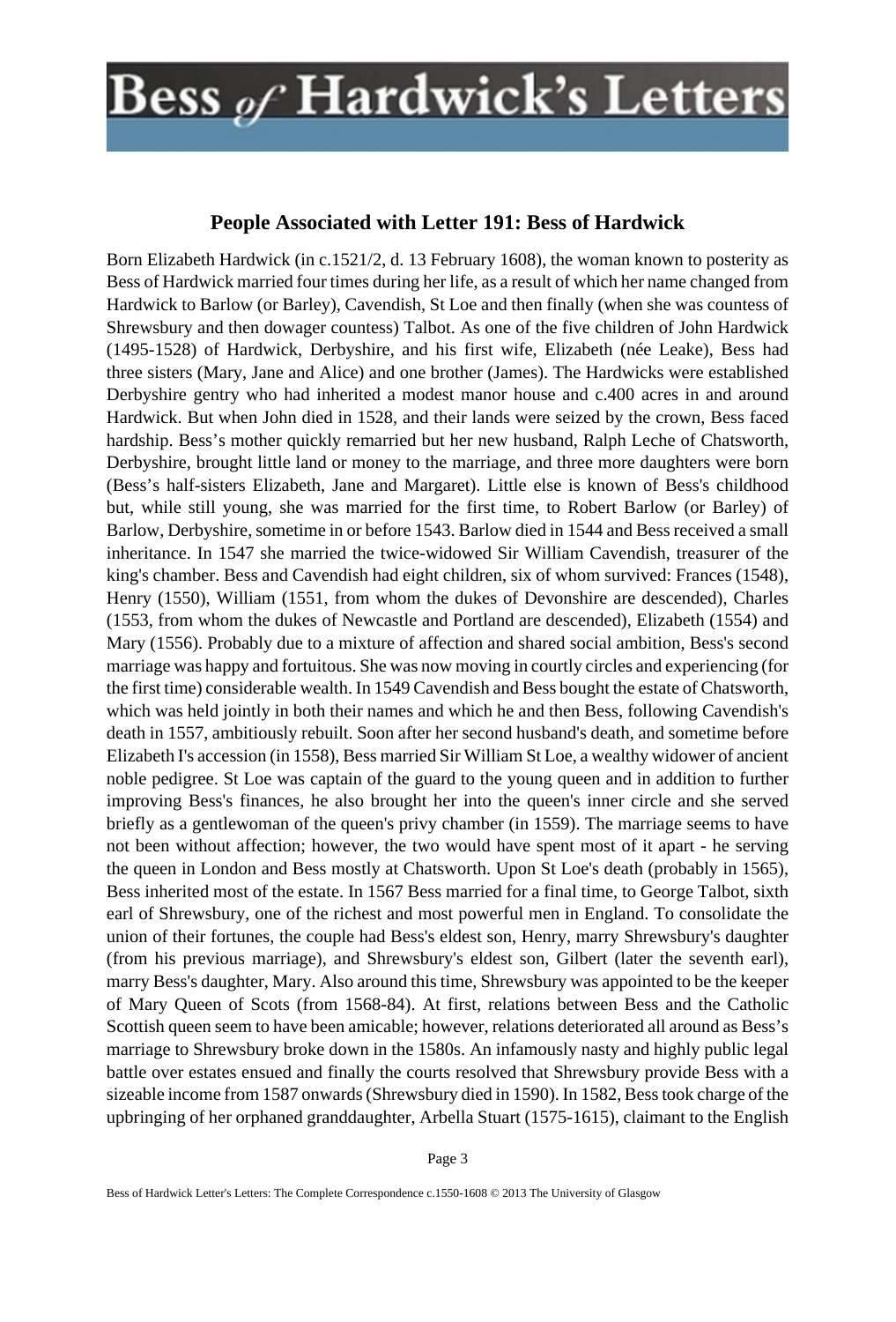### People Associated with Letter 191: Bess of Hardwick

Born Elizabeth Hardwick (in c.1521/2, d. 13 February 1608), the woman known to posterity as Bess of Hardwick married four times during her life, as a result of which her name changed from Hardwick to Barlow (or Barley), Cavendish, St Loe and then finally (when she was countess of Shrewsbury and then dowager countess) Talbot. As one of the five children of John Hardwick (1495-1528) of Hardwick, Derbyshire, and his first wife, Elizabeth (née Leake), Bess had three sisters (Mary, Jane and Alice) and one brother (James). The Hardwicks were established Derbyshire gentry who had inherited a modest manor house and c.400 acres in and around Hardwick. But when John died in 1528, and their lands were seized by the crown, Bess faced hardship. Bess's mother quickly remarried but her new husband, Ralph Leche of Chatsworth, Derbyshire, brought little land or money to the marriage, and three more daughters were born (Bess's half-sisters Elizabeth, Jane and Margaret). Little else is known of Bess's childhood but, while still young, she was married for the first time, to Robert Barlow (or Barley) of Barlow, Derbyshire, sometime in or before 1543. Barlow died in 1544 and Bess received a small inheritance. In 1547 she married the twice-widowed Sir William Cavendish, treasurer of the king's chamber. Bess and Cavendish had eight children, six of whom survived: Frances (1548), Henry (1550), William (1551, from whom the dukes of Devonshire are descended), Charles (1553, from whom the dukes of Newcastle and Portland are descended), Elizabeth (1554) and Mary (1556). Probably due to a mixture of affection and shared social ambition, Bess's second marriage was happy and fortuitous. She was now moving in courtly circles and experiencing (for the first time) considerable wealth. In 1549 Cavendish and Bess bought the estate of Chatsworth, which was held jointly in both their names and which he and then Bess, following Cavendish's death in 1557, ambitiously rebuilt. Soon after her second husband's death, and sometime before Elizabeth I's accession (in 1558), Bess married Sir William St Loe, a wealthy widower of ancient noble pedigree. St Loe was captain of the guard to the young queen and in addition to further improving Bess's finances, he also brought her into the queen's inner circle and she served briefly as a gentlewoman of the queen's privy chamber (in 1559). The marriage seems to have not been without affection; however, the two would have spent most of it apart - he serving the queen in London and Bess mostly at Chatsworth. Upon St Loe's death (probably in 1565), Bess inherited most of the estate. In 1567 Bess married for a final time, to George Talbot, sixth earl of Shrewsbury, one of the richest and most powerful men in England. To consolidate the union of their fortunes, the couple had Bess's eldest son, Henry, marry Shrewsbury's daughter (from his previous marriage), and Shrewsbury's eldest son, Gilbert (later the seventh earl), marry Bess's daughter, Mary. Also around this time, Shrewsbury was appointed to be the keeper of Mary Queen of Scots (from 1568-84). At first, relations between Bess and the Catholic Scottish queen seem to have been amicable; however, relations deteriorated all around as Bess's marriage to Shrewsbury broke down in the 1580s. An infamously nasty and highly public legal battle over estates ensued and finally the courts resolved that Shrewsbury provide Bess with a sizeable income from 1587 onwards (Shrewsbury died in 1590). In 1582, Bess took charge of the upbringing of her orphaned granddaughter, Arbella Stuart (1575-1615), claimant to the English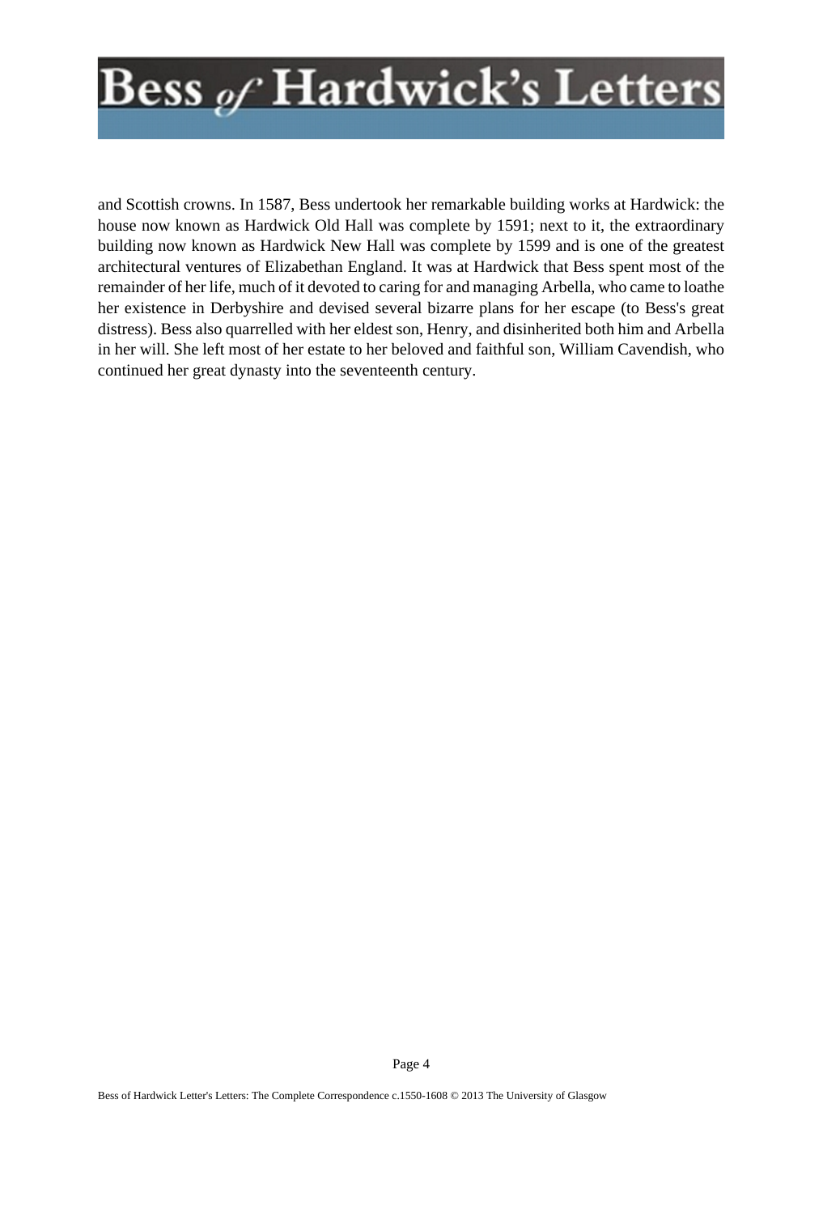and Scottish crowns. In 1587, Bess undertook her remarkable building works at Hardwick: the house now known as Hardwick Old Hall was complete by 1591; next to it, the extraordinary building now known as Hardwick New Hall was complete by 1599 and is one of the greatest architectural ventures of Elizabethan England. It was at Hardwick that Bess spent most of the remainder of her life, much of it devoted to caring for and managing Arbella, who came to loathe her existence in Derbyshire and devised several bizarre plans for her escape (to Bess's great distress). Bess also quarrelled with her eldest son, Henry, and disinherited both him and Arbella in her will. She left most of her estate to her beloved and faithful son, William Cavendish, who continued her great dynasty into the seventeenth century.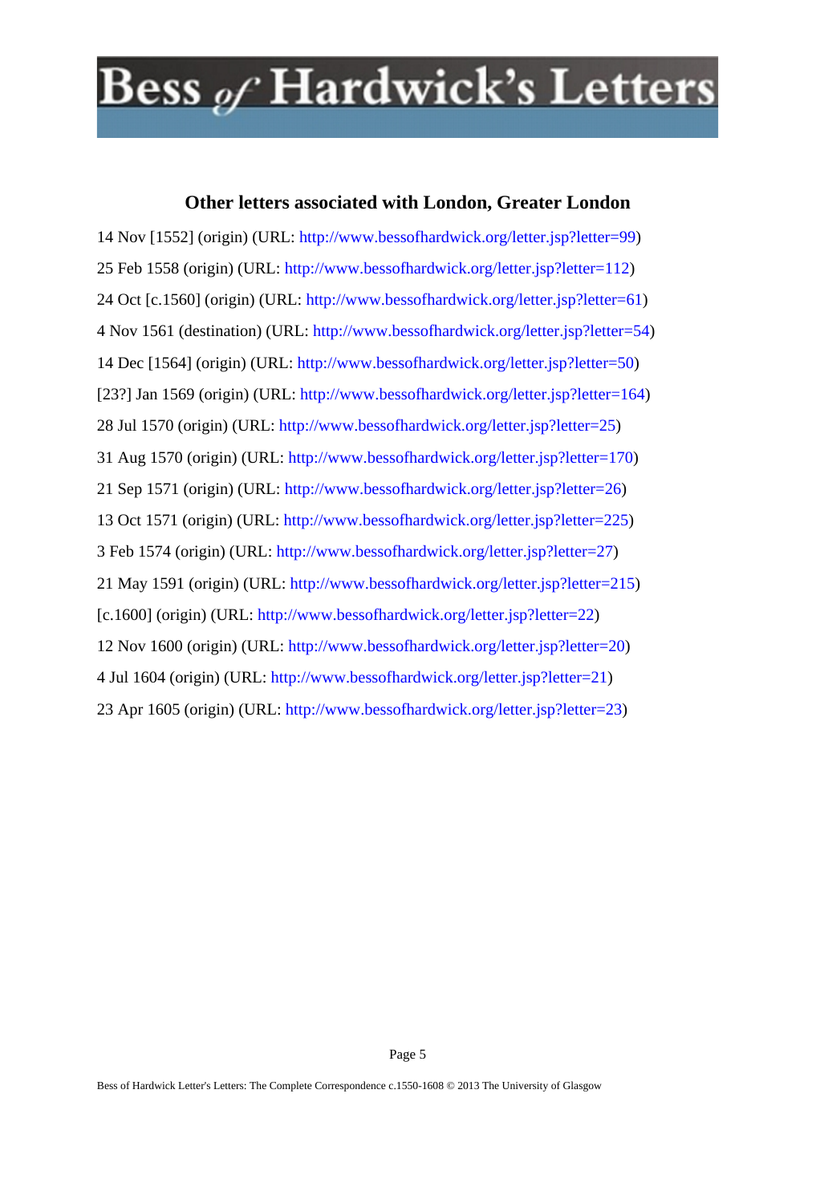### Other letters associated with London, Greater London

14 Nov [1552] (origin) (URL: http://www.bessofhardwick.org/letter.jsp?letter=99)

25 Feb 1558 (origin) (URL: http://www.bessofhardwick.org/letter.jsp?letter=112)

24 Oct [c.1560] (origin) (URL: http://www.bessofhardwick.org/letter.jsp?letter=61)

4 Nov 1561 (destination) (URL: http://www.bessofhardwick.org/letter.jsp?letter=54)

14 Dec [1564] (origin) (URL: http://www.bessofhardwick.org/letter.jsp?letter=50)

[23?] Jan 1569 (origin) (URL: http://www.bessofhardwick.org/letter.jsp?letter=164)

28 Jul 1570 (origin) (URL: http://www.bessofhardwick.org/letter.jsp?letter=25)

31 Aug 1570 (origin) (URL: http://www.bessofhardwick.org/letter.jsp?letter=170)

21 Sep 1571 (origin) (URL: http://www.bessofhardwick.org/letter.jsp?letter=26)

13 Oct 1571 (origin) (URL: http://www.bessofhardwick.org/letter.jsp?letter=225)

3 Feb 1574 (origin) (URL: http://www.bessofhardwick.org/letter.jsp?letter=27)

21 May 1591 (origin) (URL: http://www.bessofhardwick.org/letter.jsp?letter=215)

[c.1600] (origin) (URL: http://www.bessofhardwick.org/letter.jsp?letter=22)

12 Nov 1600 (origin) (URL: http://www.bessofhardwick.org/letter.jsp?letter=20)

4 Jul 1604 (origin) (URL: http://www.bessofhardwick.org/letter.jsp?letter=21)

23 Apr 1605 (origin) (URL: http://www.bessofhardwick.org/letter.jsp?letter=23)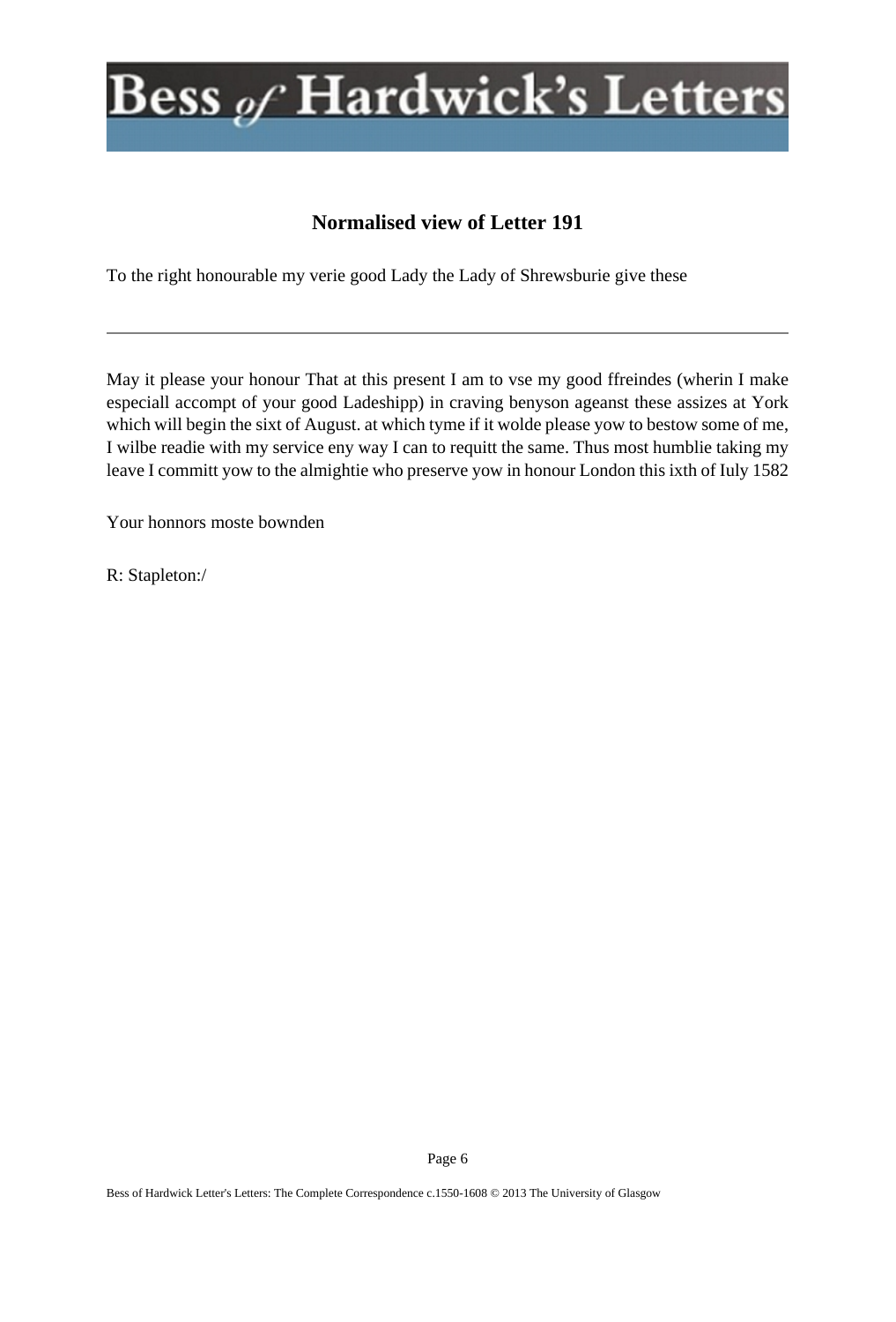# Bess of Hardwick's Letters

## Normalised view of Letter 191

To the right honourable my verie good Lady the Lady of Shrewsburie give these

---

May it please your honour That at this present I am to vse my good ffreindes (wherin I make especiall accompt of your good Ladeshipp) in craving benyson ageanst these assizes at York which will begin the sixt of August. at which tyme if it wolde please yow to bestow some of me, I wilbe readie with my service eny way I can to requitt the same. Thus most humblie taking my leave I committ yow to the almightie who preserve yow in honour London this ixth of Iuly 1582

Your honnors moste bownden

R: Stapleton:/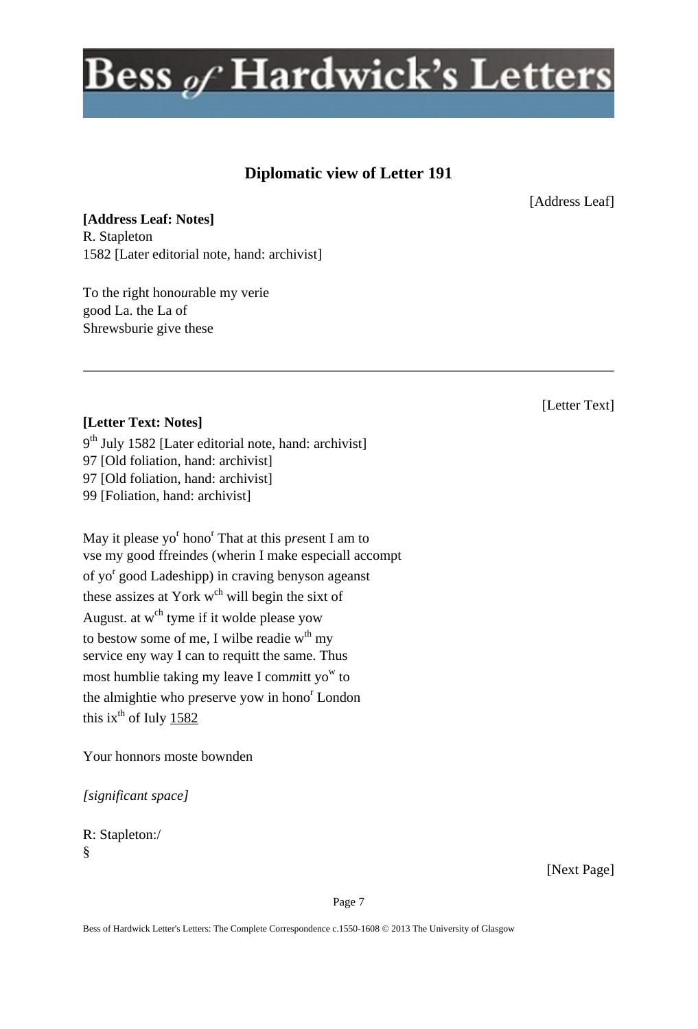## Diplomatic view of Letter 191

[Address Leaf]

**[Address Leaf: Notes]**
R. Stapleton
1582 [Later editorial note, hand: archivist]

To the right hono*u*rable my verie
good La. the La of
Shrewsburie give these

---

[Letter Text]

**[Letter Text: Notes]**
9th July 1582 [Later editorial note, hand: archivist]
97 [Old foliation, hand: archivist]
97 [Old foliation, hand: archivist]
99 [Foliation, hand: archivist]

May it please yor honor That at this p*re*sent I am to
vse my good ffreind*e*s (wherin I make especiall accompt
of yor good Ladeshipp) in craving benyson ageanst
these assizes at York wch will begin the sixt of
August. at wch tyme if it wolde please yow
to bestow some of me, I wilbe readie wth my
service eny way I can to requitt the same. Thus
most humblie taking my leave I com*m*itt yow to
the almightie who p*re*serve yow in honor London
this ixth of Iuly <u>1582</u>

Your honnors moste bownden

*[significant space]*

R: Stapleton:/
§

[Next Page]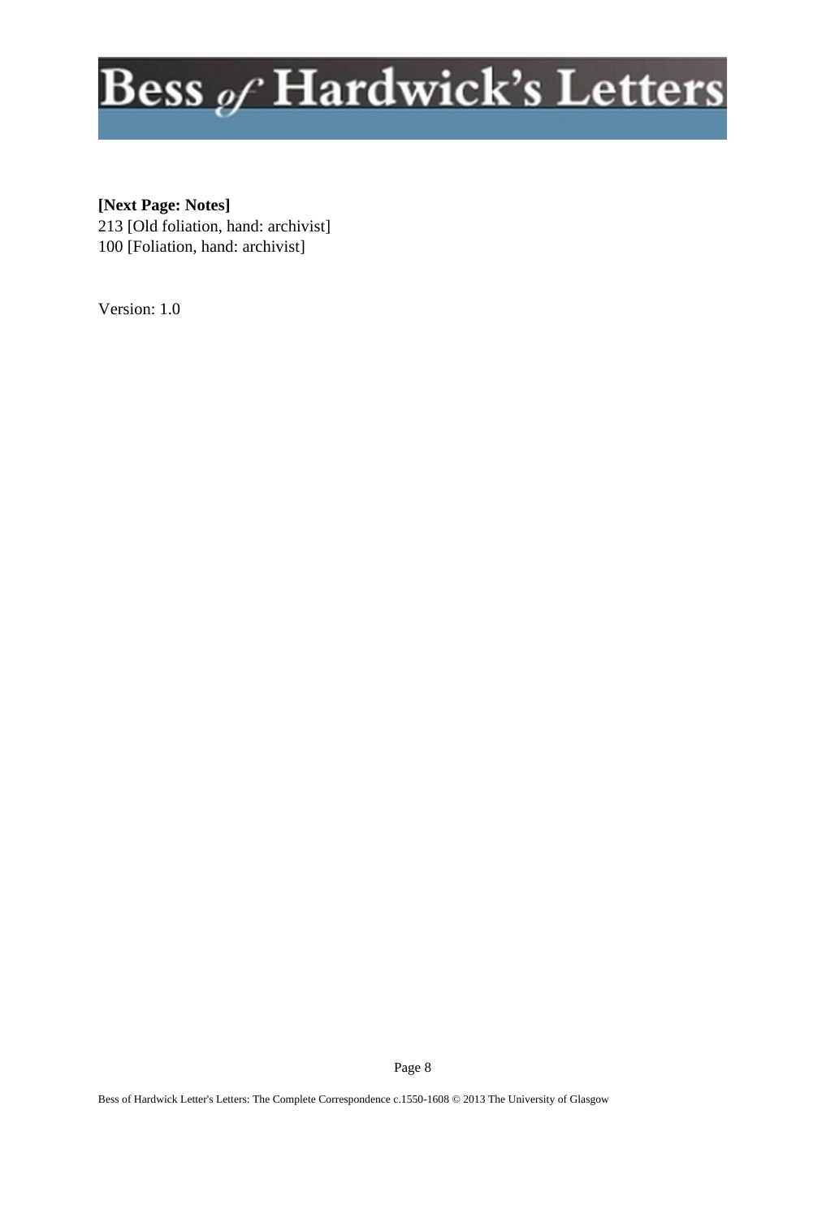**[Next Page: Notes]**
213 [Old foliation, hand: archivist]
100 [Foliation, hand: archivist]

Version: 1.0